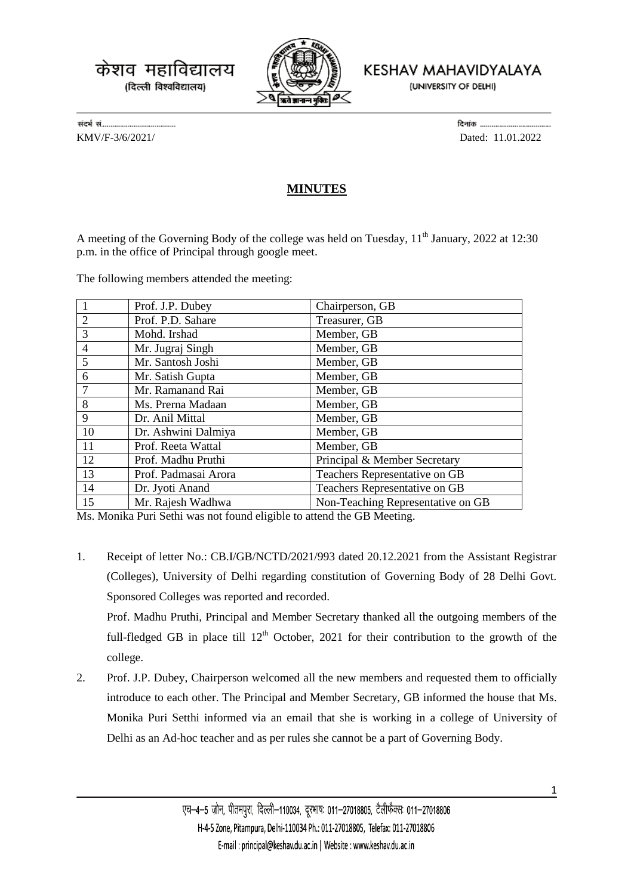केशव महाविद्यालय
(दिल्ली विश्वविद्यालय)

KESHAV MAHAVIDYALAYA
(UNIVERSITY OF DELHI)

संदर्भ सं.......................................  दिनांक .......................................

KMV/F-3/6/2021/  Dated: 11.01.2022

## MINUTES

A meeting of the Governing Body of the college was held on Tuesday, 11th January, 2022 at 12:30 p.m. in the office of Principal through google meet.

The following members attended the meeting:

| | | |
|---|---|---|
| 1 | Prof. J.P. Dubey | Chairperson, GB |
| 2 | Prof. P.D. Sahare | Treasurer, GB |
| 3 | Mohd. Irshad | Member, GB |
| 4 | Mr. Jugraj Singh | Member, GB |
| 5 | Mr. Santosh Joshi | Member, GB |
| 6 | Mr. Satish Gupta | Member, GB |
| 7 | Mr. Ramanand Rai | Member, GB |
| 8 | Ms. Prerna Madaan | Member, GB |
| 9 | Dr. Anil Mittal | Member, GB |
| 10 | Dr. Ashwini Dalmiya | Member, GB |
| 11 | Prof. Reeta Wattal | Member, GB |
| 12 | Prof. Madhu Pruthi | Principal & Member Secretary |
| 13 | Prof. Padmasai Arora | Teachers Representative on GB |
| 14 | Dr. Jyoti Anand | Teachers Representative on GB |
| 15 | Mr. Rajesh Wadhwa | Non-Teaching Representative on GB |

Ms. Monika Puri Sethi was not found eligible to attend the GB Meeting.

1. Receipt of letter No.: CB.I/GB/NCTD/2021/993 dated 20.12.2021 from the Assistant Registrar (Colleges), University of Delhi regarding constitution of Governing Body of 28 Delhi Govt. Sponsored Colleges was reported and recorded.

   Prof. Madhu Pruthi, Principal and Member Secretary thanked all the outgoing members of the full-fledged GB in place till 12th October, 2021 for their contribution to the growth of the college.

2. Prof. J.P. Dubey, Chairperson welcomed all the new members and requested them to officially introduce to each other. The Principal and Member Secretary, GB informed the house that Ms. Monika Puri Setthi informed via an email that she is working in a college of University of Delhi as an Ad-hoc teacher and as per rules she cannot be a part of Governing Body.

एच–4–5 ज़ोन, पीतमपुरा, दिल्ली–110034, दूरभाषः 011–27018805, टैलीफैक्सः 011–27018806
H-4-5 Zone, Pitampura, Delhi-110034 Ph.: 011-27018805, Telefax: 011-27018806
E-mail : principal@keshav.du.ac.in | Website : www.keshav.du.ac.in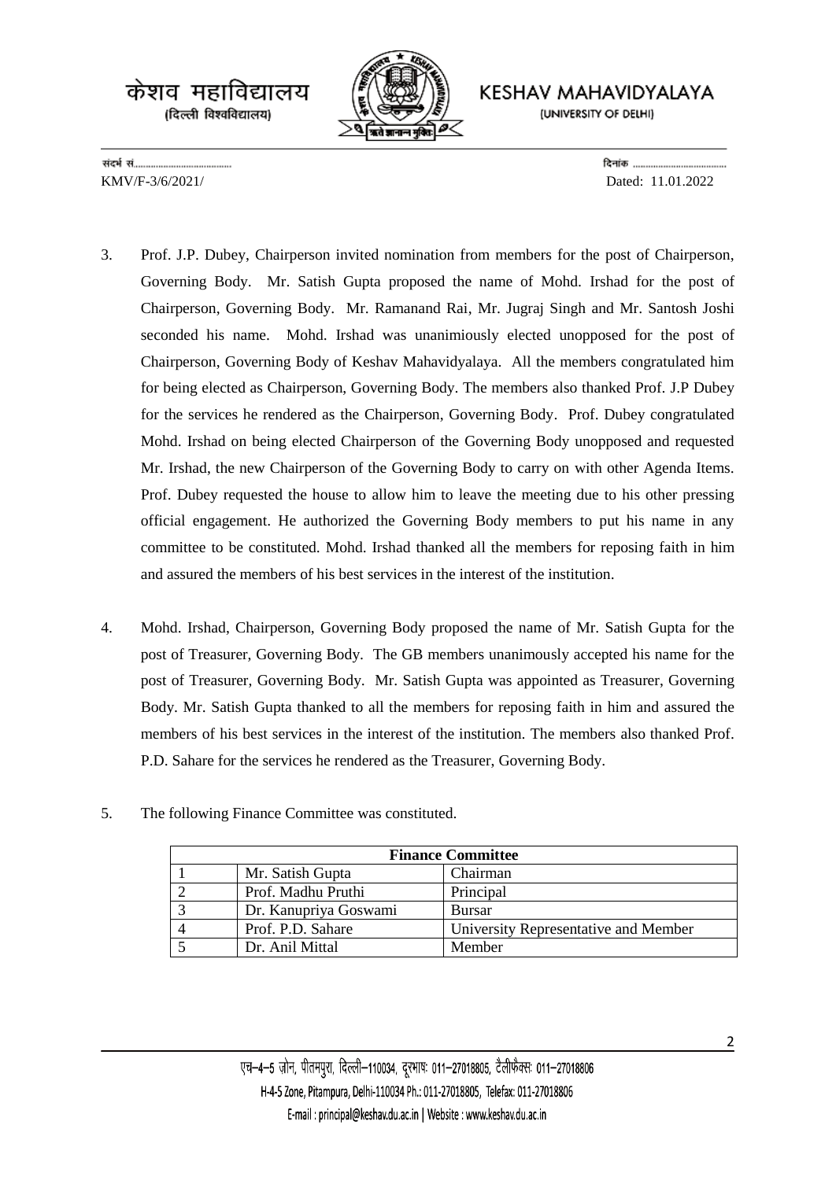केशव महाविद्यालय
(दिल्ली विश्वविद्यालय)

KESHAV MAHAVIDYALAYA
(UNIVERSITY OF DELHI)

संदर्भ सं.......................................  दिनांक .......................................

KMV/F-3/6/2021/  Dated: 11.01.2022

3. Prof. J.P. Dubey, Chairperson invited nomination from members for the post of Chairperson, Governing Body. Mr. Satish Gupta proposed the name of Mohd. Irshad for the post of Chairperson, Governing Body. Mr. Ramanand Rai, Mr. Jugraj Singh and Mr. Santosh Joshi seconded his name. Mohd. Irshad was unanimiously elected unopposed for the post of Chairperson, Governing Body of Keshav Mahavidyalaya. All the members congratulated him for being elected as Chairperson, Governing Body. The members also thanked Prof. J.P Dubey for the services he rendered as the Chairperson, Governing Body. Prof. Dubey congratulated Mohd. Irshad on being elected Chairperson of the Governing Body unopposed and requested Mr. Irshad, the new Chairperson of the Governing Body to carry on with other Agenda Items. Prof. Dubey requested the house to allow him to leave the meeting due to his other pressing official engagement. He authorized the Governing Body members to put his name in any committee to be constituted. Mohd. Irshad thanked all the members for reposing faith in him and assured the members of his best services in the interest of the institution.

4. Mohd. Irshad, Chairperson, Governing Body proposed the name of Mr. Satish Gupta for the post of Treasurer, Governing Body. The GB members unanimously accepted his name for the post of Treasurer, Governing Body. Mr. Satish Gupta was appointed as Treasurer, Governing Body. Mr. Satish Gupta thanked to all the members for reposing faith in him and assured the members of his best services in the interest of the institution. The members also thanked Prof. P.D. Sahare for the services he rendered as the Treasurer, Governing Body.

5. The following Finance Committee was constituted.

| **Finance Committee** | | |
|---|---|---|
| 1 | Mr. Satish Gupta | Chairman |
| 2 | Prof. Madhu Pruthi | Principal |
| 3 | Dr. Kanupriya Goswami | Bursar |
| 4 | Prof. P.D. Sahare | University Representative and Member |
| 5 | Dr. Anil Mittal | Member |

एच–4–5 ज़ोन, पीतमपुरा, दिल्ली–110034, दूरभाषः 011–27018805, टैलीफैक्सः 011–27018806
H-4-5 Zone, Pitampura, Delhi-110034 Ph.: 011-27018805, Telefax: 011-27018806
E-mail : principal@keshav.du.ac.in | Website : www.keshav.du.ac.in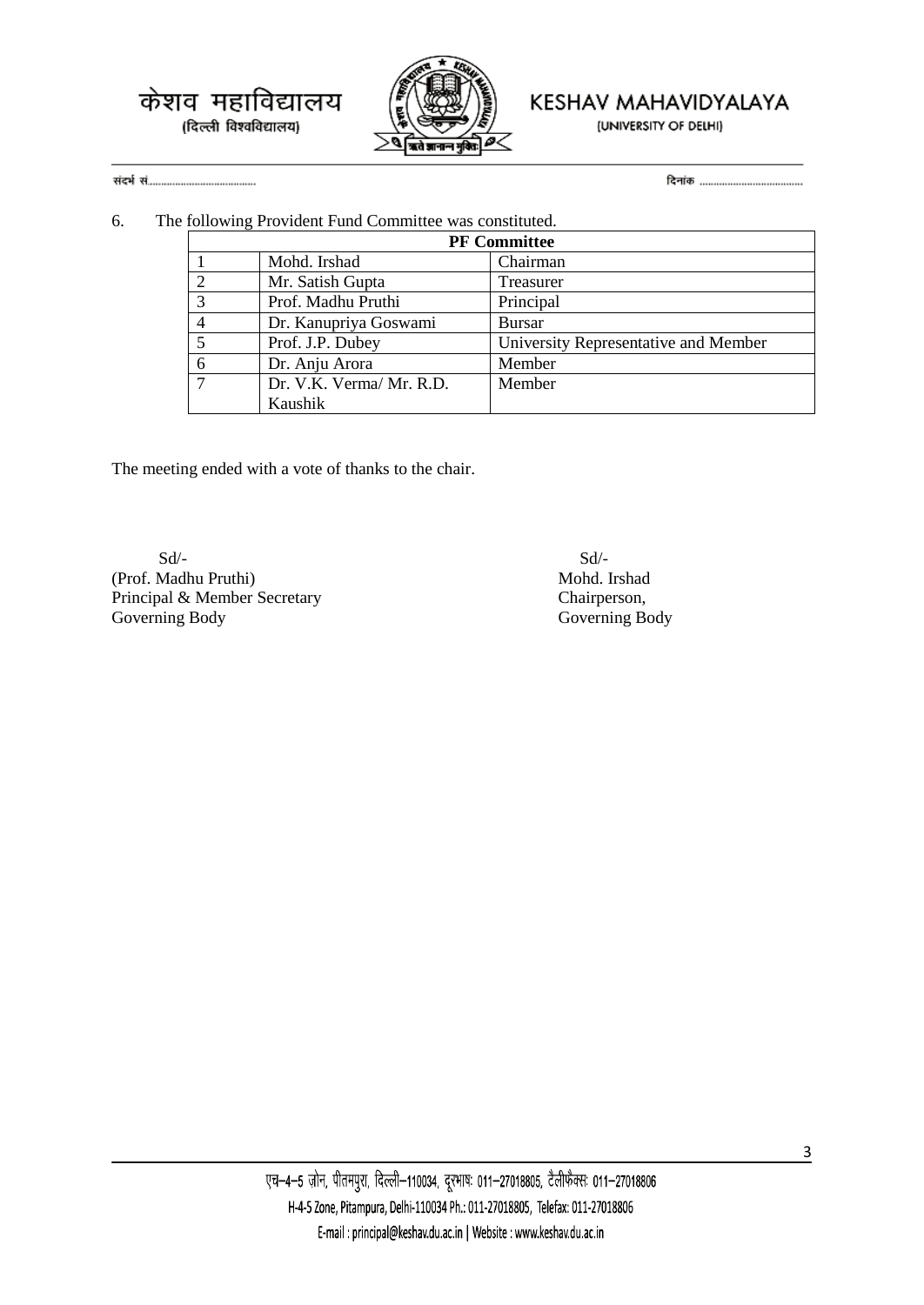6. The following Provident Fund Committee was constituted.

| PF Committee | | |
|---|---|---|
| 1 | Mohd. Irshad | Chairman |
| 2 | Mr. Satish Gupta | Treasurer |
| 3 | Prof. Madhu Pruthi | Principal |
| 4 | Dr. Kanupriya Goswami | Bursar |
| 5 | Prof. J.P. Dubey | University Representative and Member |
| 6 | Dr. Anju Arora | Member |
| 7 | Dr. V.K. Verma/ Mr. R.D. Kaushik | Member |

The meeting ended with a vote of thanks to the chair.

Sd/-
(Prof. Madhu Pruthi)
Principal & Member Secretary
Governing Body

Sd/-
Mohd. Irshad
Chairperson,
Governing Body